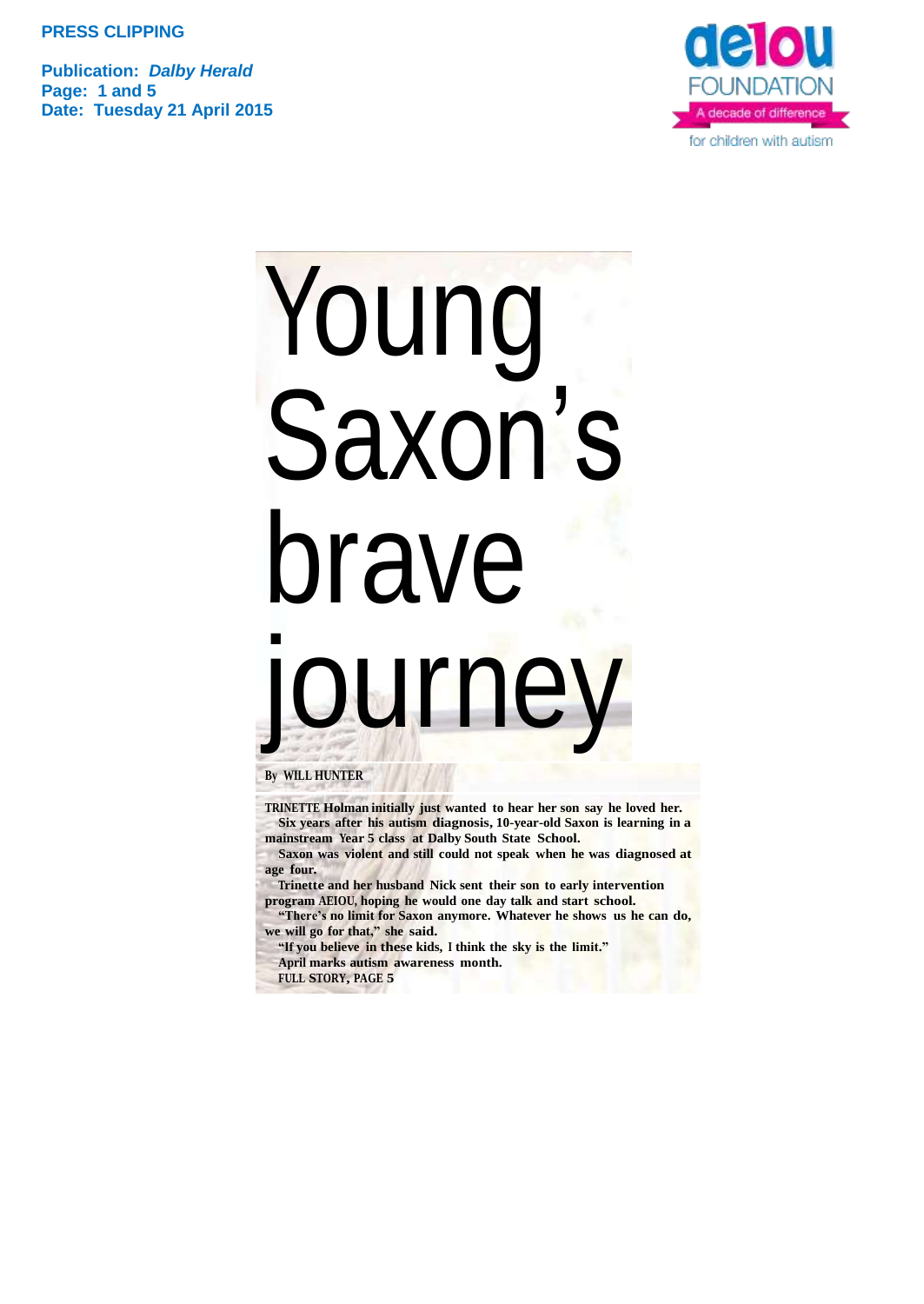**PRESS CLIPPING**

**Publication:** ***Dalby Herald***
**Page: 1 and 5**
**Date: Tuesday 21 April 2015**

aeiou FOUNDATION
A decade of difference
for children with autism

# Young Saxon's brave journey

By WILL HUNTER

**TRINETTE Holman initially just wanted to hear her son say he loved her.**

**Six years after his autism diagnosis, 10-year-old Saxon is learning in a mainstream Year 5 class at Dalby South State School.**

**Saxon was violent and still could not speak when he was diagnosed at age four.**

**Trinette and her husband Nick sent their son to early intervention program AEIOU, hoping he would one day talk and start school.**

**"There's no limit for Saxon anymore. Whatever he shows us he can do, we will go for that," she said.**

**"If you believe in these kids, I think the sky is the limit."**

**April marks autism awareness month.**

**FULL STORY, PAGE 5**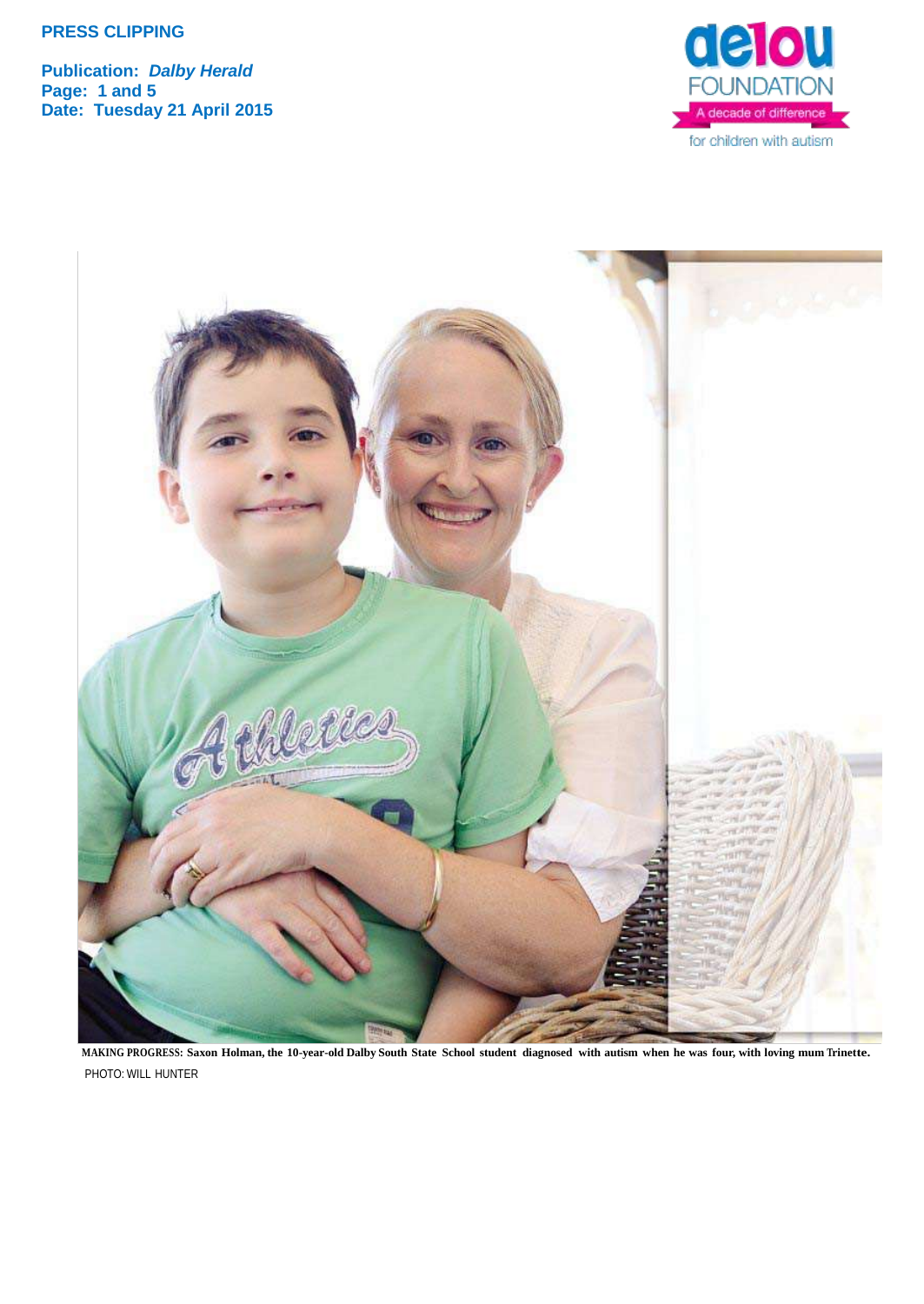**PRESS CLIPPING**

**Publication: *Dalby Herald***
**Page: 1 and 5**
**Date: Tuesday 21 April 2015**

aelou FOUNDATION
A decade of difference
for children with autism

**MAKING PROGRESS:** **Saxon Holman, the 10-year-old Dalby South State School student diagnosed with autism when he was four, with loving mum Trinette.**
PHOTO: WILL HUNTER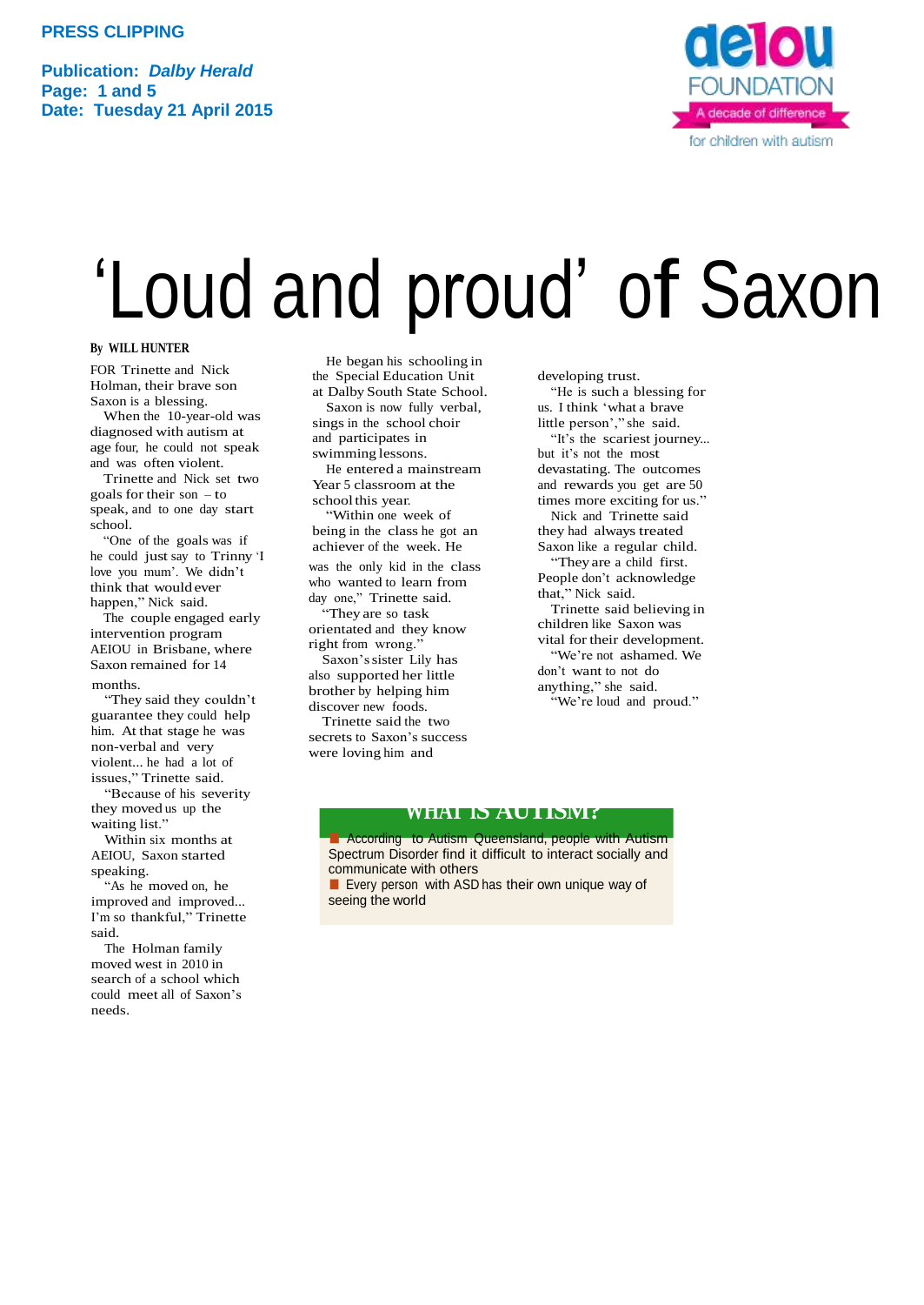**PRESS CLIPPING**

**Publication:** ***Dalby Herald***
**Page: 1 and 5**
**Date: Tuesday 21 April 2015**

aeiou FOUNDATION
A decade of difference
for children with autism

# 'Loud and proud' of Saxon

**By WILL HUNTER**

FOR Trinette and Nick Holman, their brave son Saxon is a blessing.

When the 10-year-old was diagnosed with autism at age four, he could not speak and was often violent.

Trinette and Nick set two goals for their son – to speak, and to one day start school.

"One of the goals was if he could just say to Trinny 'I love you mum'. We didn't think that would ever happen," Nick said.

The couple engaged early intervention program AEIOU in Brisbane, where Saxon remained for 14 months.

"They said they couldn't guarantee they could help him. At that stage he was non-verbal and very violent... he had a lot of issues," Trinette said.

"Because of his severity they moved us up the waiting list."

Within six months at AEIOU, Saxon started speaking.

"As he moved on, he improved and improved... I'm so thankful," Trinette said.

The Holman family moved west in 2010 in search of a school which could meet all of Saxon's needs.

He began his schooling in the Special Education Unit at Dalby South State School.

Saxon is now fully verbal, sings in the school choir and participates in swimming lessons.

He entered a mainstream Year 5 classroom at the school this year.

"Within one week of being in the class he got an achiever of the week. He was the only kid in the class who wanted to learn from day one," Trinette said.

"They are so task orientated and they know right from wrong."

Saxon's sister Lily has also supported her little brother by helping him discover new foods.

Trinette said the two secrets to Saxon's success were loving him and developing trust.

"He is such a blessing for us. I think 'what a brave little person'," she said.

"It's the scariest journey... but it's not the most devastating. The outcomes and rewards you get are 50 times more exciting for us."

Nick and Trinette said they had always treated Saxon like a regular child.

"They are a child first. People don't acknowledge that," Nick said.

Trinette said believing in children like Saxon was vital for their development.

"We're not ashamed. We don't want to not do anything," she said.

"We're loud and proud."

## WHAT IS AUTISM?

- According to Autism Queensland, people with Autism Spectrum Disorder find it difficult to interact socially and communicate with others
- Every person with ASD has their own unique way of seeing the world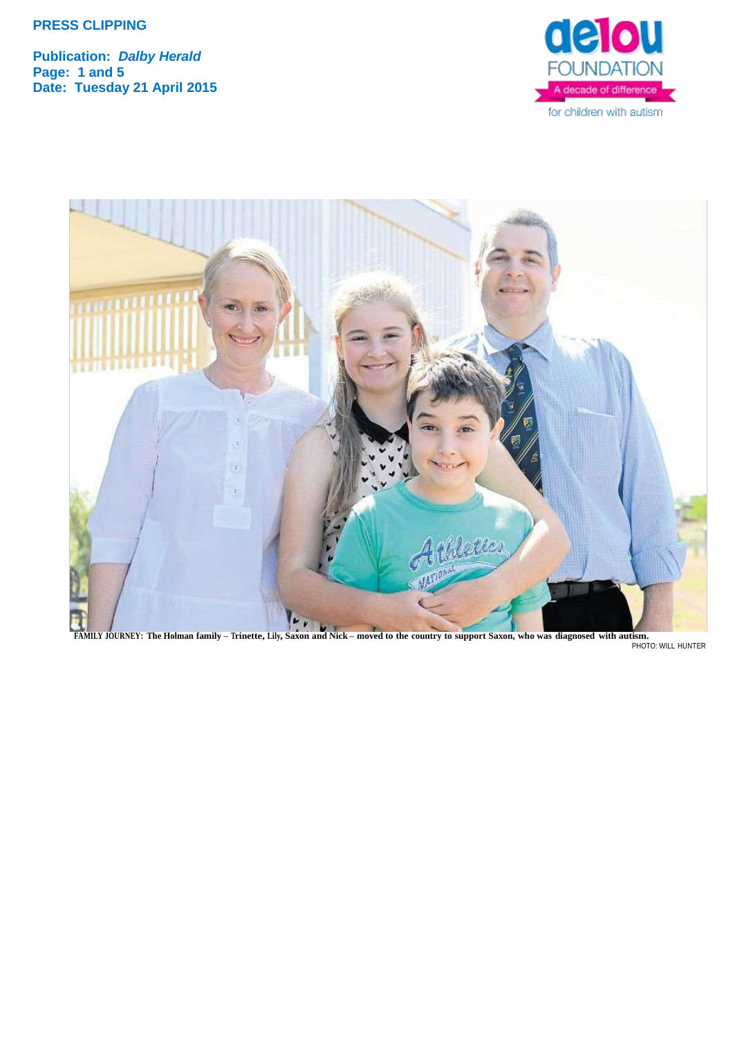**PRESS CLIPPING**

**Publication:** ***Dalby Herald***
**Page: 1 and 5**
**Date: Tuesday 21 April 2015**

aelou FOUNDATION
A decade of difference
for children with autism

**FAMILY JOURNEY: The Holman family – Trinette, Lily, Saxon and Nick – moved to the country to support Saxon, who was diagnosed with autism.**
PHOTO: WILL HUNTER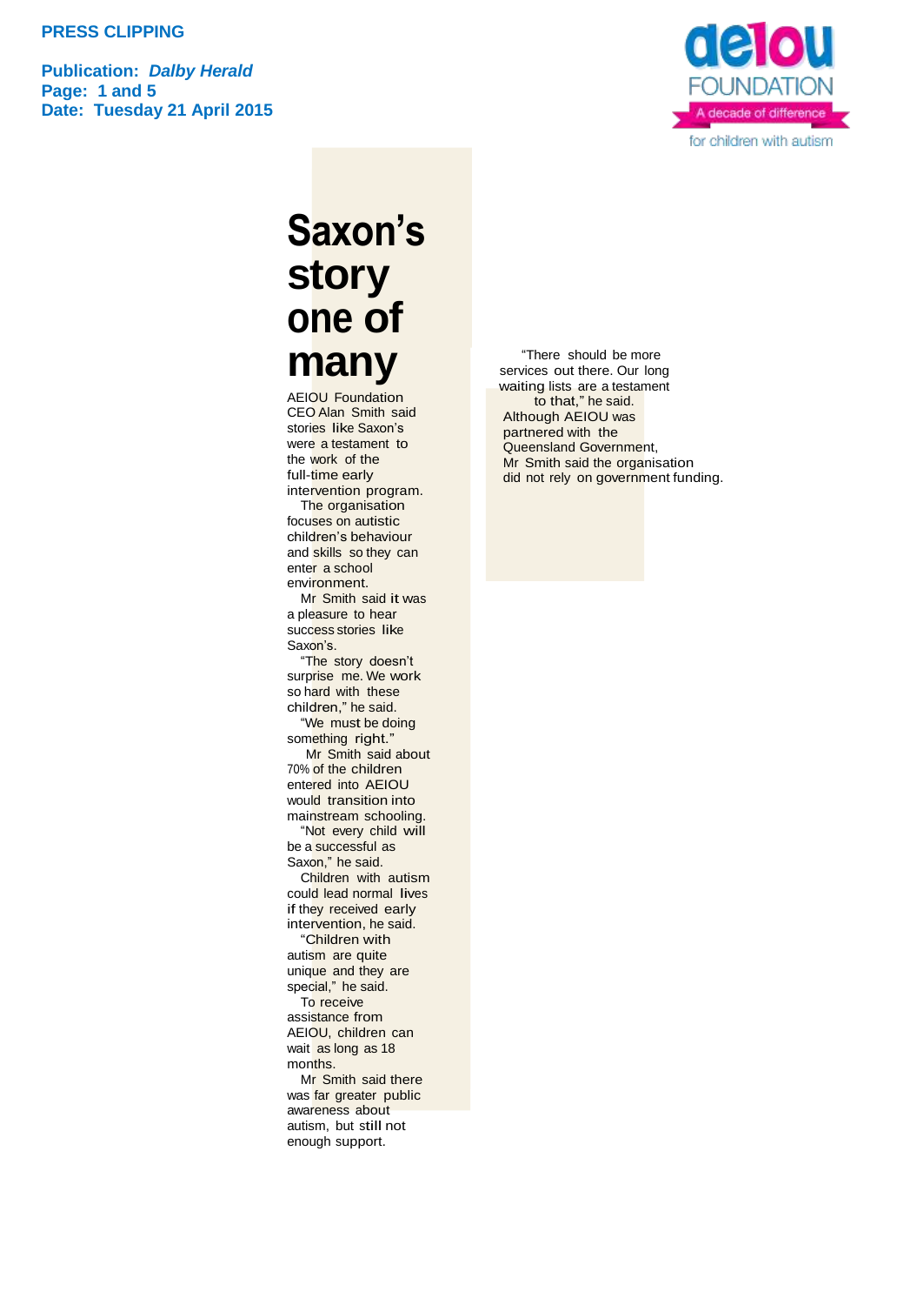**PRESS CLIPPING**

**Publication:** ***Dalby Herald***
**Page: 1 and 5**
**Date: Tuesday 21 April 2015**

aeiou FOUNDATION
A decade of difference
for children with autism

# Saxon's story one of many

AEIOU Foundation CEO Alan Smith said stories like Saxon's were a testament to the work of the full-time early intervention program.

The organisation focuses on autistic children's behaviour and skills so they can enter a school environment.

Mr Smith said it was a pleasure to hear success stories like Saxon's.

"The story doesn't surprise me. We work so hard with these children," he said.

"We must be doing something right."

Mr Smith said about 70% of the children entered into AEIOU would transition into mainstream schooling.

"Not every child will be a successful as Saxon," he said.

Children with autism could lead normal lives if they received early intervention, he said.

"Children with autism are quite unique and they are special," he said.

To receive assistance from AEIOU, children can wait as long as 18 months.

Mr Smith said there was far greater public awareness about autism, but still not enough support.

"There should be more services out there. Our long waiting lists are a testament to that," he said.

Although AEIOU was partnered with the Queensland Government, Mr Smith said the organisation did not rely on government funding.